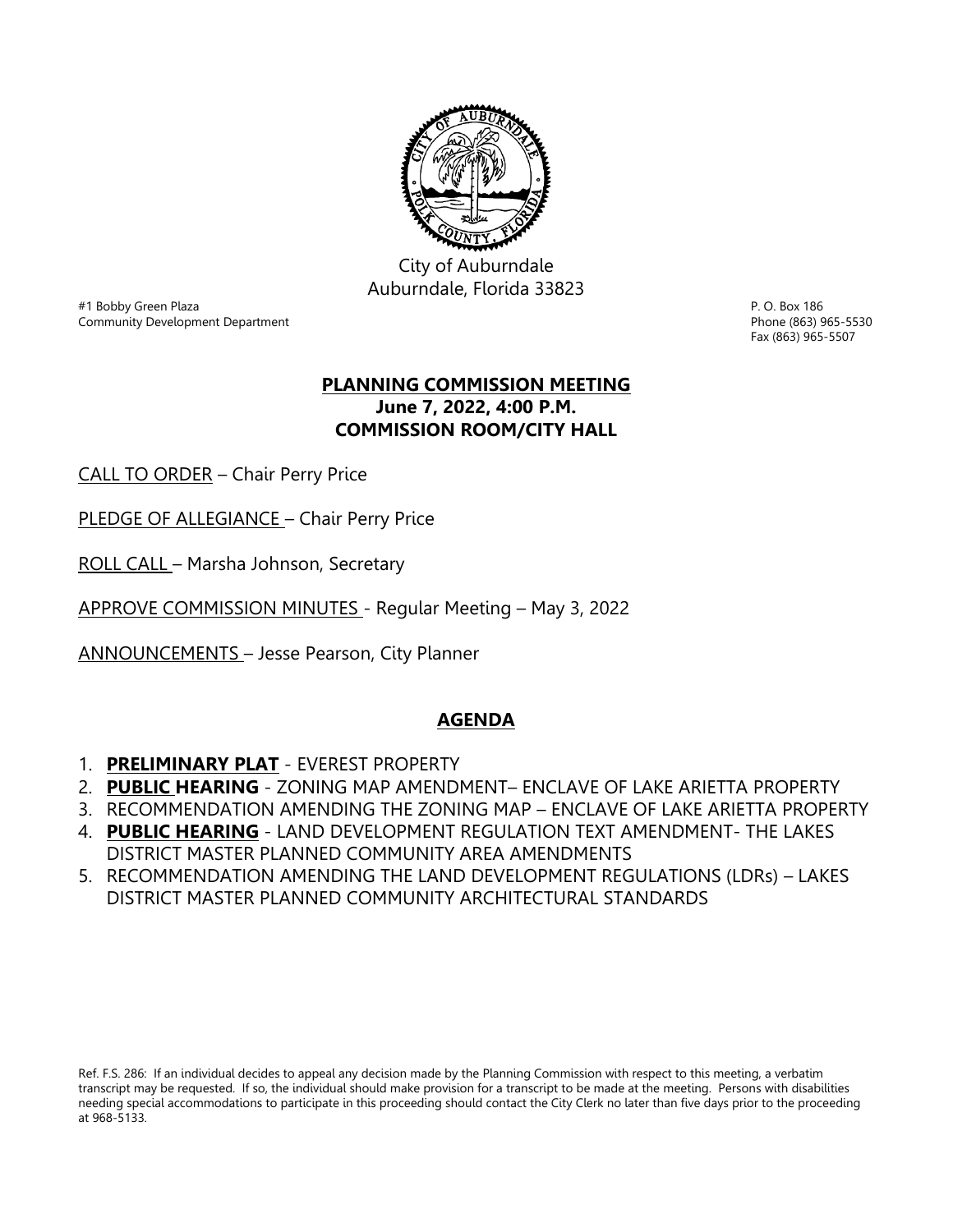City of Auburndale
Auburndale, Florida 33823

#1 Bobby Green Plaza
Community Development Department

P. O. Box 186
Phone (863) 965-5530
Fax (863) 965-5507

## PLANNING COMMISSION MEETING
### June 7, 2022, 4:00 P.M.
### COMMISSION ROOM/CITY HALL

CALL TO ORDER – Chair Perry Price

PLEDGE OF ALLEGIANCE – Chair Perry Price

ROLL CALL – Marsha Johnson, Secretary

APPROVE COMMISSION MINUTES - Regular Meeting – May 3, 2022

ANNOUNCEMENTS – Jesse Pearson, City Planner

## AGENDA

1. **PRELIMINARY PLAT** - EVEREST PROPERTY
2. **PUBLIC HEARING** - ZONING MAP AMENDMENT– ENCLAVE OF LAKE ARIETTA PROPERTY
3. RECOMMENDATION AMENDING THE ZONING MAP – ENCLAVE OF LAKE ARIETTA PROPERTY
4. **PUBLIC HEARING** - LAND DEVELOPMENT REGULATION TEXT AMENDMENT- THE LAKES DISTRICT MASTER PLANNED COMMUNITY AREA AMENDMENTS
5. RECOMMENDATION AMENDING THE LAND DEVELOPMENT REGULATIONS (LDRs) – LAKES DISTRICT MASTER PLANNED COMMUNITY ARCHITECTURAL STANDARDS

Ref. F.S. 286: If an individual decides to appeal any decision made by the Planning Commission with respect to this meeting, a verbatim transcript may be requested. If so, the individual should make provision for a transcript to be made at the meeting. Persons with disabilities needing special accommodations to participate in this proceeding should contact the City Clerk no later than five days prior to the proceeding at 968-5133.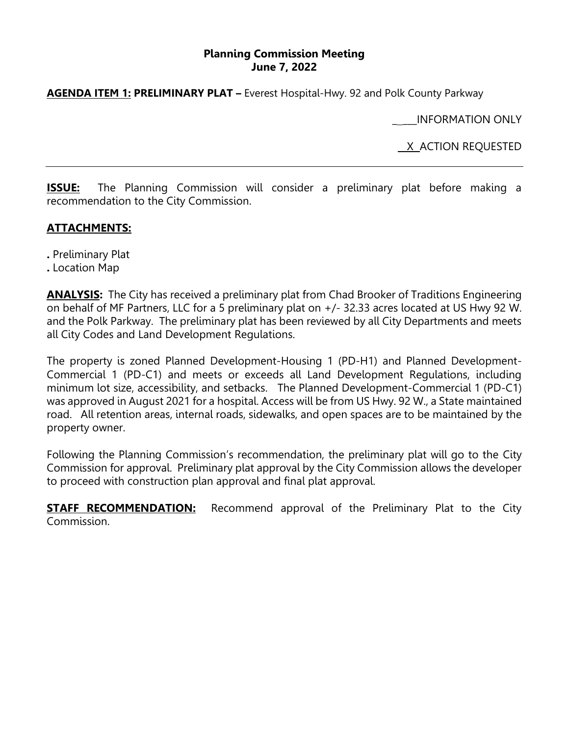**Planning Commission Meeting**
**June 7, 2022**

**AGENDA ITEM 1: PRELIMINARY PLAT –** Everest Hospital-Hwy. 92 and Polk County Parkway

____INFORMATION ONLY

__X_ACTION REQUESTED

---

**ISSUE:** The Planning Commission will consider a preliminary plat before making a recommendation to the City Commission.

## ATTACHMENTS:

. Preliminary Plat
. Location Map

**ANALYSIS:** The City has received a preliminary plat from Chad Brooker of Traditions Engineering on behalf of MF Partners, LLC for a 5 preliminary plat on +/- 32.33 acres located at US Hwy 92 W. and the Polk Parkway. The preliminary plat has been reviewed by all City Departments and meets all City Codes and Land Development Regulations.

The property is zoned Planned Development-Housing 1 (PD-H1) and Planned Development-Commercial 1 (PD-C1) and meets or exceeds all Land Development Regulations, including minimum lot size, accessibility, and setbacks. The Planned Development-Commercial 1 (PD-C1) was approved in August 2021 for a hospital. Access will be from US Hwy. 92 W., a State maintained road. All retention areas, internal roads, sidewalks, and open spaces are to be maintained by the property owner.

Following the Planning Commission's recommendation, the preliminary plat will go to the City Commission for approval. Preliminary plat approval by the City Commission allows the developer to proceed with construction plan approval and final plat approval.

**STAFF RECOMMENDATION:** Recommend approval of the Preliminary Plat to the City Commission.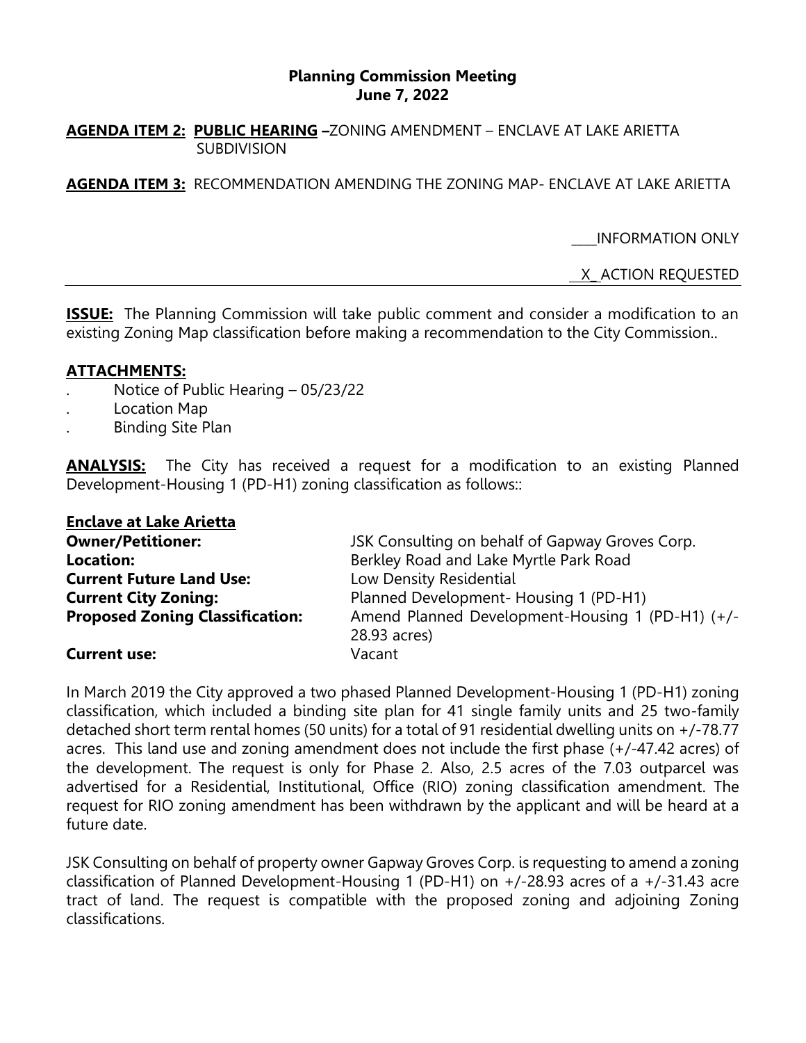**Planning Commission Meeting**
**June 7, 2022**

**AGENDA ITEM 2: PUBLIC HEARING** –ZONING AMENDMENT – ENCLAVE AT LAKE ARIETTA SUBDIVISION

**AGENDA ITEM 3:** RECOMMENDATION AMENDING THE ZONING MAP- ENCLAVE AT LAKE ARIETTA

\_\_\_\_INFORMATION ONLY

\_\_X\_ ACTION REQUESTED

---

**ISSUE:** The Planning Commission will take public comment and consider a modification to an existing Zoning Map classification before making a recommendation to the City Commission..

**ATTACHMENTS:**

. Notice of Public Hearing – 05/23/22
. Location Map
. Binding Site Plan

**ANALYSIS:** The City has received a request for a modification to an existing Planned Development-Housing 1 (PD-H1) zoning classification as follows::

**Enclave at Lake Arietta**

| | |
|---|---|
| **Owner/Petitioner:** | JSK Consulting on behalf of Gapway Groves Corp. |
| **Location:** | Berkley Road and Lake Myrtle Park Road |
| **Current Future Land Use:** | Low Density Residential |
| **Current City Zoning:** | Planned Development- Housing 1 (PD-H1) |
| **Proposed Zoning Classification:** | Amend Planned Development-Housing 1 (PD-H1) (+/-28.93 acres) |
| **Current use:** | Vacant |

In March 2019 the City approved a two phased Planned Development-Housing 1 (PD-H1) zoning classification, which included a binding site plan for 41 single family units and 25 two-family detached short term rental homes (50 units) for a total of 91 residential dwelling units on +/-78.77 acres. This land use and zoning amendment does not include the first phase (+/-47.42 acres) of the development. The request is only for Phase 2. Also, 2.5 acres of the 7.03 outparcel was advertised for a Residential, Institutional, Office (RIO) zoning classification amendment. The request for RIO zoning amendment has been withdrawn by the applicant and will be heard at a future date.

JSK Consulting on behalf of property owner Gapway Groves Corp. is requesting to amend a zoning classification of Planned Development-Housing 1 (PD-H1) on +/-28.93 acres of a +/-31.43 acre tract of land. The request is compatible with the proposed zoning and adjoining Zoning classifications.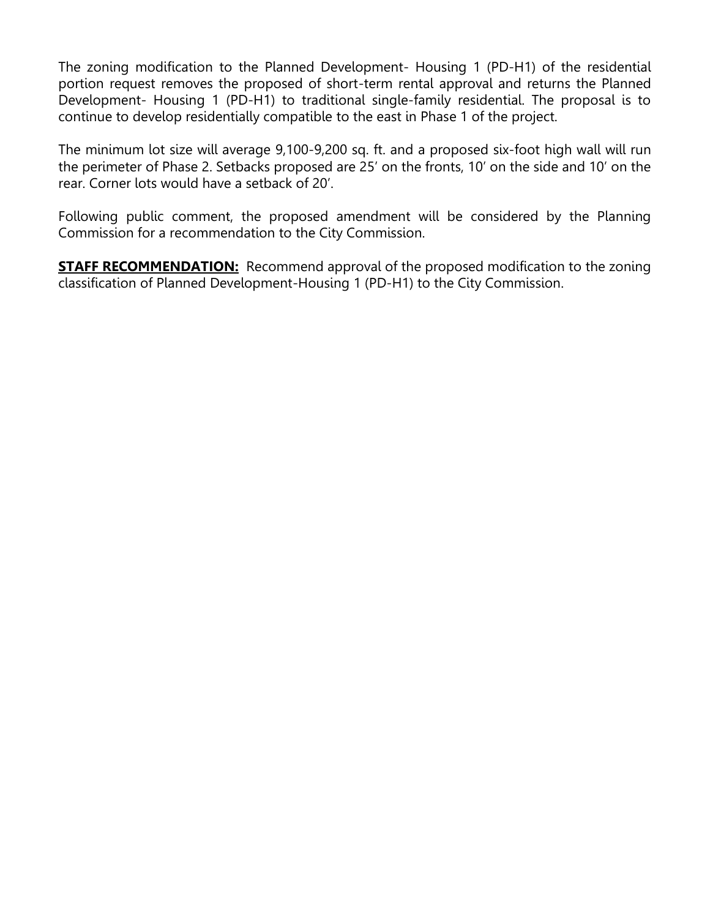The zoning modification to the Planned Development- Housing 1 (PD-H1) of the residential portion request removes the proposed of short-term rental approval and returns the Planned Development- Housing 1 (PD-H1) to traditional single-family residential. The proposal is to continue to develop residentially compatible to the east in Phase 1 of the project.

The minimum lot size will average 9,100-9,200 sq. ft. and a proposed six-foot high wall will run the perimeter of Phase 2. Setbacks proposed are 25' on the fronts, 10' on the side and 10' on the rear. Corner lots would have a setback of 20'.

Following public comment, the proposed amendment will be considered by the Planning Commission for a recommendation to the City Commission.

**STAFF RECOMMENDATION:** Recommend approval of the proposed modification to the zoning classification of Planned Development-Housing 1 (PD-H1) to the City Commission.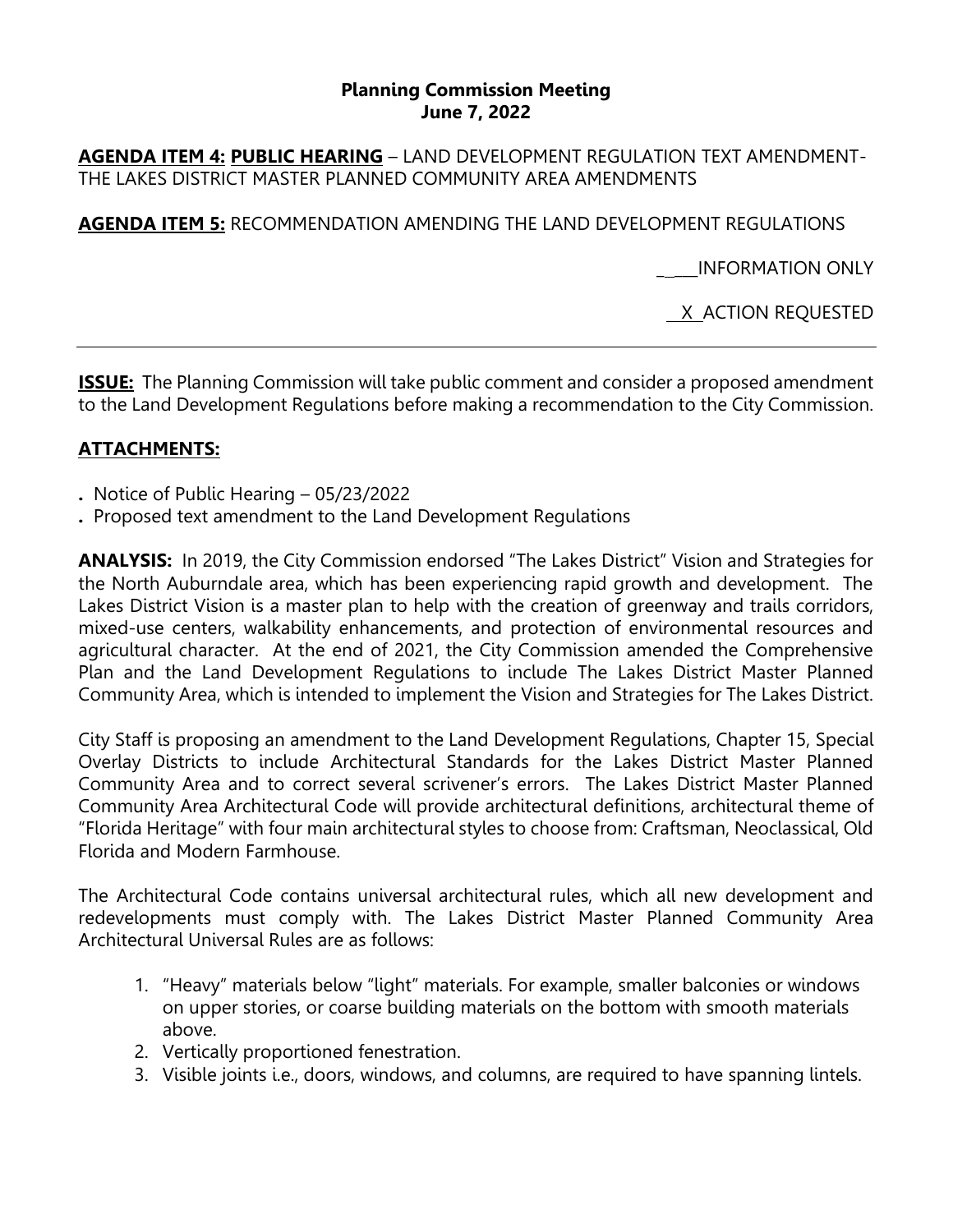**Planning Commission Meeting**
**June 7, 2022**

**AGENDA ITEM 4: PUBLIC HEARING** – LAND DEVELOPMENT REGULATION TEXT AMENDMENT-THE LAKES DISTRICT MASTER PLANNED COMMUNITY AREA AMENDMENTS

**AGENDA ITEM 5:** RECOMMENDATION AMENDING THE LAND DEVELOPMENT REGULATIONS

____INFORMATION ONLY

__X__ACTION REQUESTED

---

**ISSUE:** The Planning Commission will take public comment and consider a proposed amendment to the Land Development Regulations before making a recommendation to the City Commission.

**ATTACHMENTS:**

- Notice of Public Hearing – 05/23/2022
- Proposed text amendment to the Land Development Regulations

**ANALYSIS:** In 2019, the City Commission endorsed "The Lakes District" Vision and Strategies for the North Auburndale area, which has been experiencing rapid growth and development. The Lakes District Vision is a master plan to help with the creation of greenway and trails corridors, mixed-use centers, walkability enhancements, and protection of environmental resources and agricultural character. At the end of 2021, the City Commission amended the Comprehensive Plan and the Land Development Regulations to include The Lakes District Master Planned Community Area, which is intended to implement the Vision and Strategies for The Lakes District.

City Staff is proposing an amendment to the Land Development Regulations, Chapter 15, Special Overlay Districts to include Architectural Standards for the Lakes District Master Planned Community Area and to correct several scrivener's errors. The Lakes District Master Planned Community Area Architectural Code will provide architectural definitions, architectural theme of "Florida Heritage" with four main architectural styles to choose from: Craftsman, Neoclassical, Old Florida and Modern Farmhouse.

The Architectural Code contains universal architectural rules, which all new development and redevelopments must comply with. The Lakes District Master Planned Community Area Architectural Universal Rules are as follows:

1. "Heavy" materials below "light" materials. For example, smaller balconies or windows on upper stories, or coarse building materials on the bottom with smooth materials above.
2. Vertically proportioned fenestration.
3. Visible joints i.e., doors, windows, and columns, are required to have spanning lintels.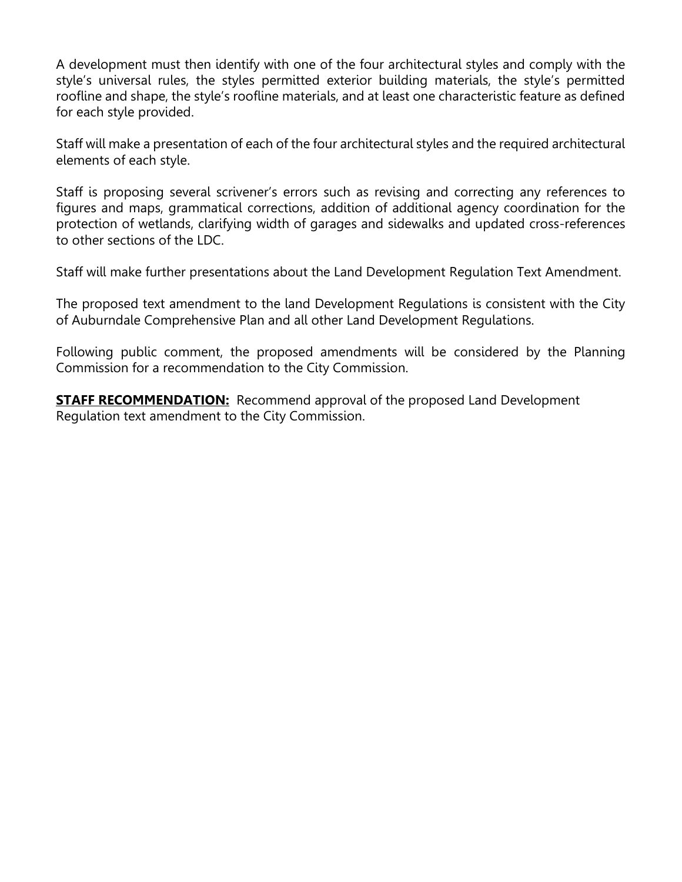A development must then identify with one of the four architectural styles and comply with the style's universal rules, the styles permitted exterior building materials, the style's permitted roofline and shape, the style's roofline materials, and at least one characteristic feature as defined for each style provided.

Staff will make a presentation of each of the four architectural styles and the required architectural elements of each style.

Staff is proposing several scrivener's errors such as revising and correcting any references to figures and maps, grammatical corrections, addition of additional agency coordination for the protection of wetlands, clarifying width of garages and sidewalks and updated cross-references to other sections of the LDC.

Staff will make further presentations about the Land Development Regulation Text Amendment.

The proposed text amendment to the land Development Regulations is consistent with the City of Auburndale Comprehensive Plan and all other Land Development Regulations.

Following public comment, the proposed amendments will be considered by the Planning Commission for a recommendation to the City Commission.

**STAFF RECOMMENDATION:** Recommend approval of the proposed Land Development Regulation text amendment to the City Commission.